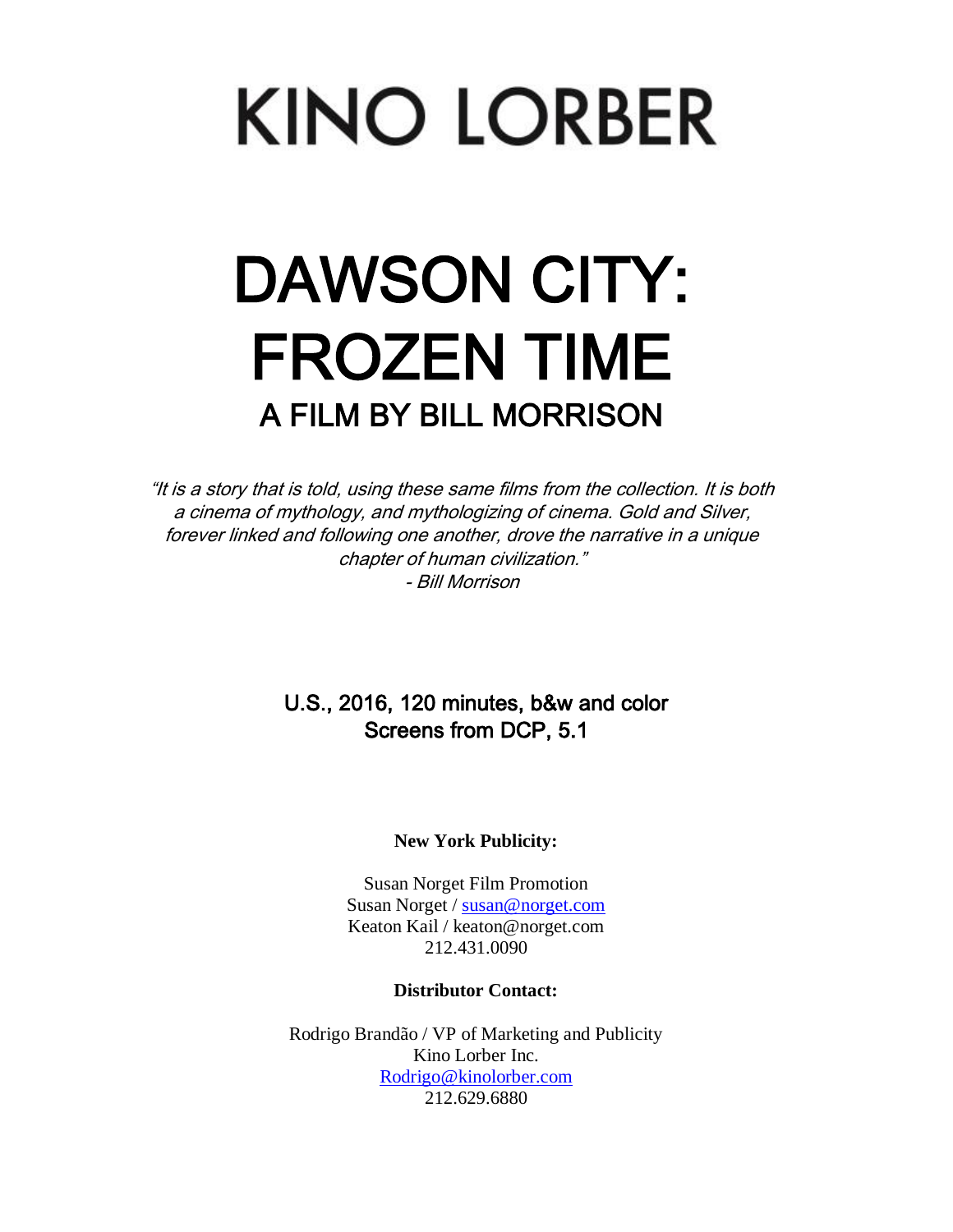# KINO LORBER

# DAWSON CITY: FROZEN TIME

## A FILM BY BILL MORRISON

*"It is a story that is told, using these same films from the collection. It is both a cinema of mythology, and mythologizing of cinema. Gold and Silver, forever linked and following one another, drove the narrative in a unique chapter of human civilization."*
*- Bill Morrison*

U.S., 2016, 120 minutes, b&w and color
Screens from DCP, 5.1

**New York Publicity:**

Susan Norget Film Promotion
Susan Norget / susan@norget.com
Keaton Kail / keaton@norget.com
212.431.0090

**Distributor Contact:**

Rodrigo Brandão / VP of Marketing and Publicity
Kino Lorber Inc.
Rodrigo@kinolorber.com
212.629.6880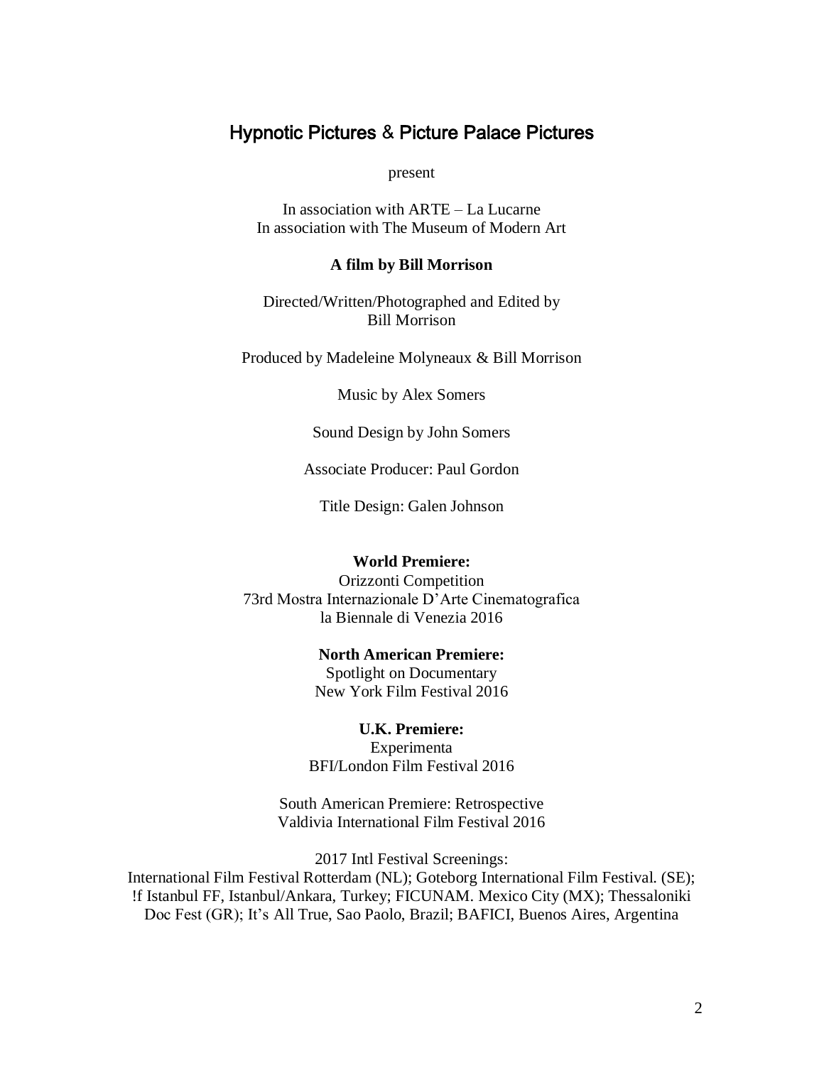## Hypnotic Pictures & Picture Palace Pictures

present

In association with ARTE – La Lucarne
In association with The Museum of Modern Art

**A film by Bill Morrison**

Directed/Written/Photographed and Edited by
Bill Morrison

Produced by Madeleine Molyneaux & Bill Morrison

Music by Alex Somers

Sound Design by John Somers

Associate Producer: Paul Gordon

Title Design: Galen Johnson

**World Premiere:**
Orizzonti Competition
73rd Mostra Internazionale D'Arte Cinematografica
la Biennale di Venezia 2016

**North American Premiere:**
Spotlight on Documentary
New York Film Festival 2016

**U.K. Premiere:**
Experimenta
BFI/London Film Festival 2016

South American Premiere: Retrospective
Valdivia International Film Festival 2016

2017 Intl Festival Screenings:
International Film Festival Rotterdam (NL); Goteborg International Film Festival. (SE); !f Istanbul FF, Istanbul/Ankara, Turkey; FICUNAM. Mexico City (MX); Thessaloniki Doc Fest (GR); It's All True, Sao Paolo, Brazil; BAFICI, Buenos Aires, Argentina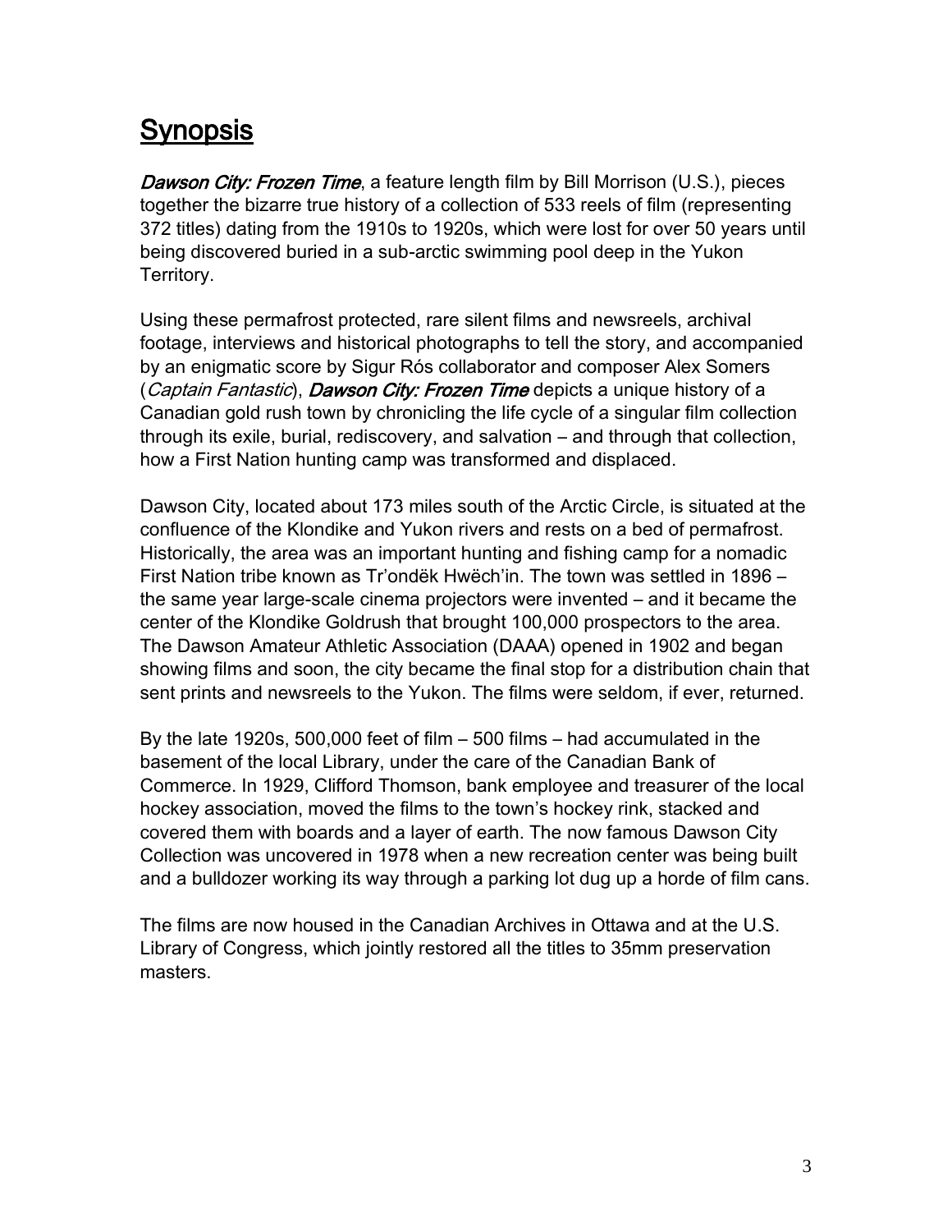# Synopsis

***Dawson City: Frozen Time***, a feature length film by Bill Morrison (U.S.), pieces together the bizarre true history of a collection of 533 reels of film (representing 372 titles) dating from the 1910s to 1920s, which were lost for over 50 years until being discovered buried in a sub-arctic swimming pool deep in the Yukon Territory.

Using these permafrost protected, rare silent films and newsreels, archival footage, interviews and historical photographs to tell the story, and accompanied by an enigmatic score by Sigur Rós collaborator and composer Alex Somers (*Captain Fantastic*), ***Dawson City: Frozen Time*** depicts a unique history of a Canadian gold rush town by chronicling the life cycle of a singular film collection through its exile, burial, rediscovery, and salvation – and through that collection, how a First Nation hunting camp was transformed and displaced.

Dawson City, located about 173 miles south of the Arctic Circle, is situated at the confluence of the Klondike and Yukon rivers and rests on a bed of permafrost. Historically, the area was an important hunting and fishing camp for a nomadic First Nation tribe known as Tr'ondëk Hwëch'in. The town was settled in 1896 – the same year large-scale cinema projectors were invented – and it became the center of the Klondike Goldrush that brought 100,000 prospectors to the area. The Dawson Amateur Athletic Association (DAAA) opened in 1902 and began showing films and soon, the city became the final stop for a distribution chain that sent prints and newsreels to the Yukon. The films were seldom, if ever, returned.

By the late 1920s, 500,000 feet of film – 500 films – had accumulated in the basement of the local Library, under the care of the Canadian Bank of Commerce. In 1929, Clifford Thomson, bank employee and treasurer of the local hockey association, moved the films to the town's hockey rink, stacked and covered them with boards and a layer of earth. The now famous Dawson City Collection was uncovered in 1978 when a new recreation center was being built and a bulldozer working its way through a parking lot dug up a horde of film cans.

The films are now housed in the Canadian Archives in Ottawa and at the U.S. Library of Congress, which jointly restored all the titles to 35mm preservation masters.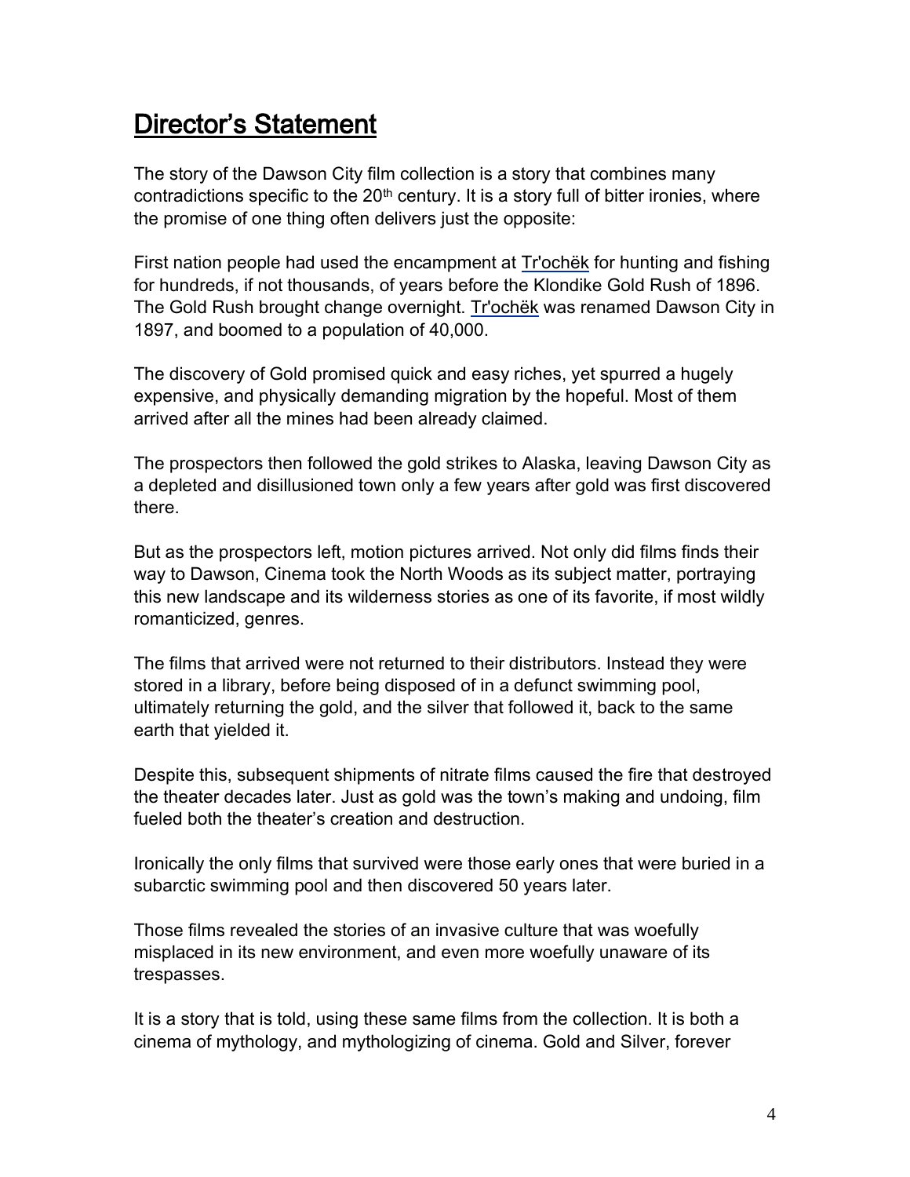## Director's Statement

The story of the Dawson City film collection is a story that combines many contradictions specific to the 20th century. It is a story full of bitter ironies, where the promise of one thing often delivers just the opposite:

First nation people had used the encampment at Tr'ochëk for hunting and fishing for hundreds, if not thousands, of years before the Klondike Gold Rush of 1896. The Gold Rush brought change overnight. Tr'ochëk was renamed Dawson City in 1897, and boomed to a population of 40,000.

The discovery of Gold promised quick and easy riches, yet spurred a hugely expensive, and physically demanding migration by the hopeful. Most of them arrived after all the mines had been already claimed.

The prospectors then followed the gold strikes to Alaska, leaving Dawson City as a depleted and disillusioned town only a few years after gold was first discovered there.

But as the prospectors left, motion pictures arrived. Not only did films finds their way to Dawson, Cinema took the North Woods as its subject matter, portraying this new landscape and its wilderness stories as one of its favorite, if most wildly romanticized, genres.

The films that arrived were not returned to their distributors. Instead they were stored in a library, before being disposed of in a defunct swimming pool, ultimately returning the gold, and the silver that followed it, back to the same earth that yielded it.

Despite this, subsequent shipments of nitrate films caused the fire that destroyed the theater decades later. Just as gold was the town's making and undoing, film fueled both the theater's creation and destruction.

Ironically the only films that survived were those early ones that were buried in a subarctic swimming pool and then discovered 50 years later.

Those films revealed the stories of an invasive culture that was woefully misplaced in its new environment, and even more woefully unaware of its trespasses.

It is a story that is told, using these same films from the collection. It is both a cinema of mythology, and mythologizing of cinema. Gold and Silver, forever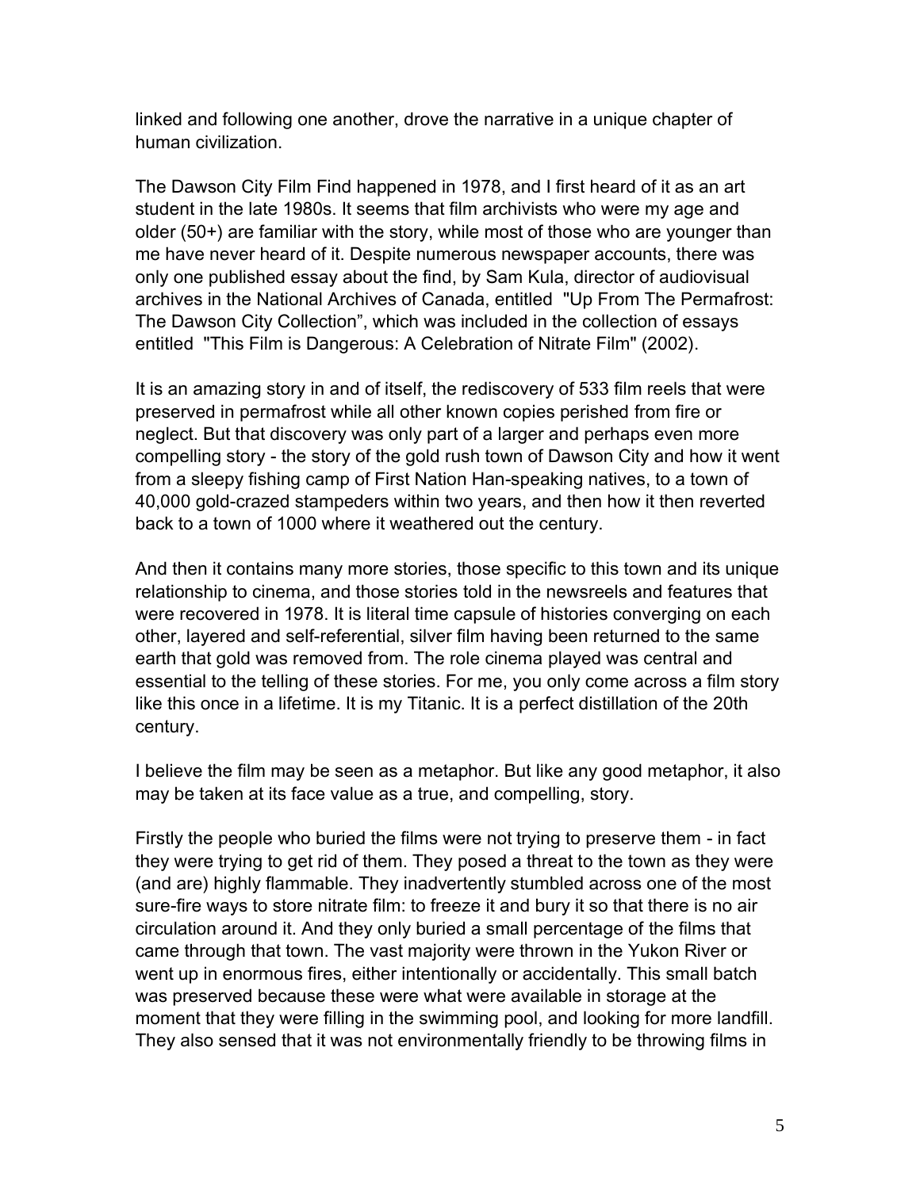linked and following one another, drove the narrative in a unique chapter of human civilization.

The Dawson City Film Find happened in 1978, and I first heard of it as an art student in the late 1980s. It seems that film archivists who were my age and older (50+) are familiar with the story, while most of those who are younger than me have never heard of it. Despite numerous newspaper accounts, there was only one published essay about the find, by Sam Kula, director of audiovisual archives in the National Archives of Canada, entitled "Up From The Permafrost: The Dawson City Collection", which was included in the collection of essays entitled "This Film is Dangerous: A Celebration of Nitrate Film" (2002).

It is an amazing story in and of itself, the rediscovery of 533 film reels that were preserved in permafrost while all other known copies perished from fire or neglect. But that discovery was only part of a larger and perhaps even more compelling story - the story of the gold rush town of Dawson City and how it went from a sleepy fishing camp of First Nation Han-speaking natives, to a town of 40,000 gold-crazed stampeders within two years, and then how it then reverted back to a town of 1000 where it weathered out the century.

And then it contains many more stories, those specific to this town and its unique relationship to cinema, and those stories told in the newsreels and features that were recovered in 1978. It is literal time capsule of histories converging on each other, layered and self-referential, silver film having been returned to the same earth that gold was removed from. The role cinema played was central and essential to the telling of these stories. For me, you only come across a film story like this once in a lifetime. It is my Titanic. It is a perfect distillation of the 20th century.

I believe the film may be seen as a metaphor. But like any good metaphor, it also may be taken at its face value as a true, and compelling, story.

Firstly the people who buried the films were not trying to preserve them - in fact they were trying to get rid of them. They posed a threat to the town as they were (and are) highly flammable. They inadvertently stumbled across one of the most sure-fire ways to store nitrate film: to freeze it and bury it so that there is no air circulation around it. And they only buried a small percentage of the films that came through that town. The vast majority were thrown in the Yukon River or went up in enormous fires, either intentionally or accidentally. This small batch was preserved because these were what were available in storage at the moment that they were filling in the swimming pool, and looking for more landfill. They also sensed that it was not environmentally friendly to be throwing films in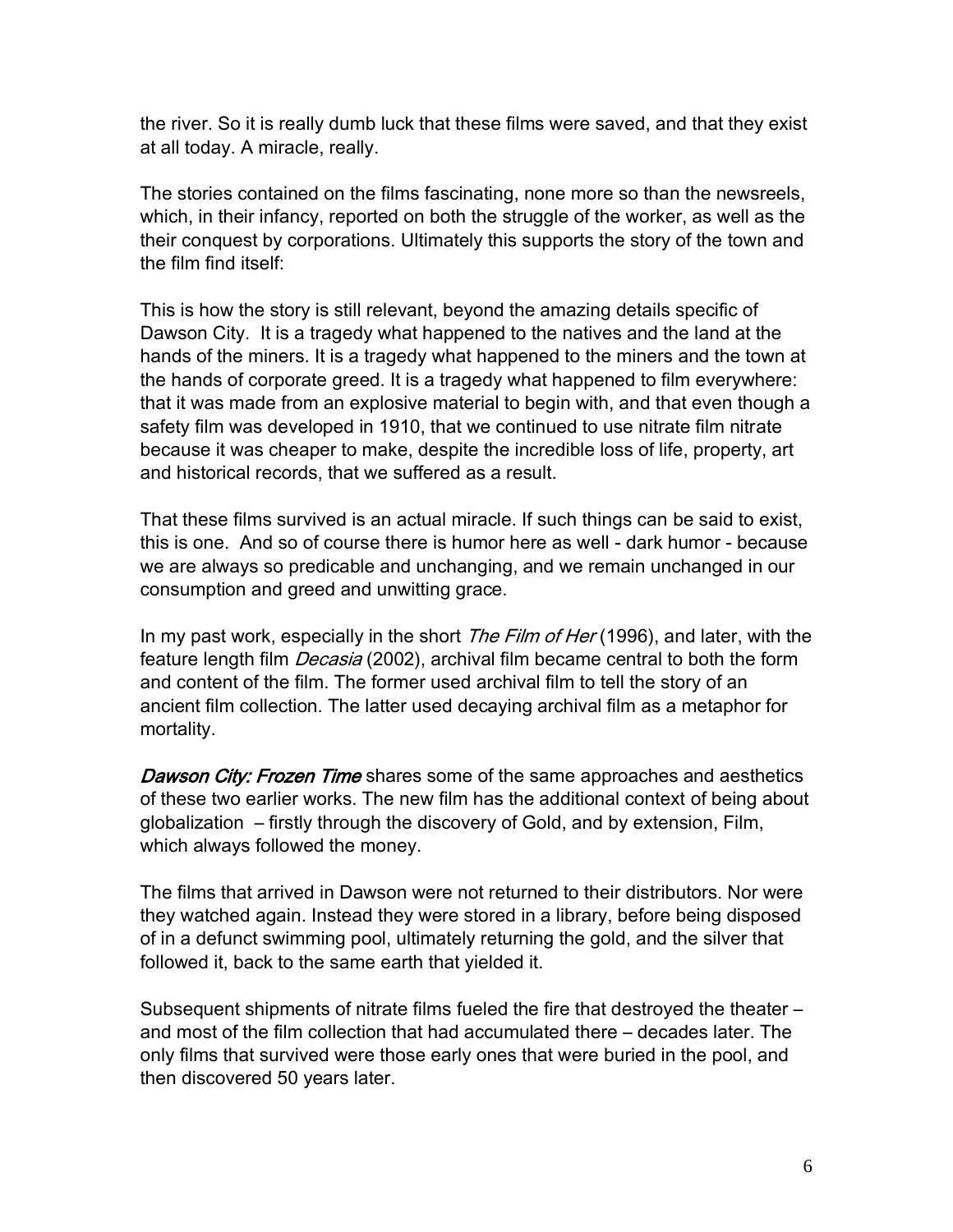the river. So it is really dumb luck that these films were saved, and that they exist at all today. A miracle, really.

The stories contained on the films fascinating, none more so than the newsreels, which, in their infancy, reported on both the struggle of the worker, as well as the their conquest by corporations. Ultimately this supports the story of the town and the film find itself:

This is how the story is still relevant, beyond the amazing details specific of Dawson City. It is a tragedy what happened to the natives and the land at the hands of the miners. It is a tragedy what happened to the miners and the town at the hands of corporate greed. It is a tragedy what happened to film everywhere: that it was made from an explosive material to begin with, and that even though a safety film was developed in 1910, that we continued to use nitrate film nitrate because it was cheaper to make, despite the incredible loss of life, property, art and historical records, that we suffered as a result.

That these films survived is an actual miracle. If such things can be said to exist, this is one. And so of course there is humor here as well - dark humor - because we are always so predicable and unchanging, and we remain unchanged in our consumption and greed and unwitting grace.

In my past work, especially in the short *The Film of Her* (1996), and later, with the feature length film *Decasia* (2002), archival film became central to both the form and content of the film. The former used archival film to tell the story of an ancient film collection. The latter used decaying archival film as a metaphor for mortality.

***Dawson City: Frozen Time*** shares some of the same approaches and aesthetics of these two earlier works. The new film has the additional context of being about globalization – firstly through the discovery of Gold, and by extension, Film, which always followed the money.

The films that arrived in Dawson were not returned to their distributors. Nor were they watched again. Instead they were stored in a library, before being disposed of in a defunct swimming pool, ultimately returning the gold, and the silver that followed it, back to the same earth that yielded it.

Subsequent shipments of nitrate films fueled the fire that destroyed the theater – and most of the film collection that had accumulated there – decades later. The only films that survived were those early ones that were buried in the pool, and then discovered 50 years later.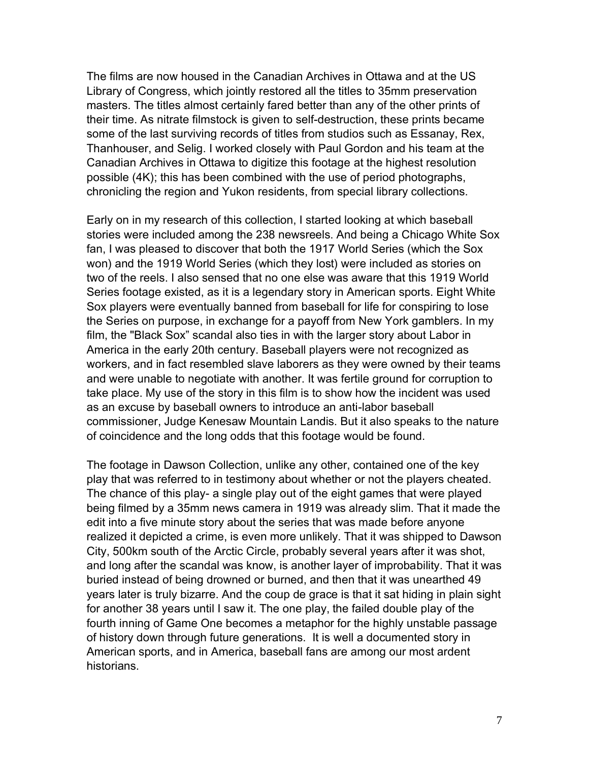The films are now housed in the Canadian Archives in Ottawa and at the US Library of Congress, which jointly restored all the titles to 35mm preservation masters. The titles almost certainly fared better than any of the other prints of their time. As nitrate filmstock is given to self-destruction, these prints became some of the last surviving records of titles from studios such as Essanay, Rex, Thanhouser, and Selig. I worked closely with Paul Gordon and his team at the Canadian Archives in Ottawa to digitize this footage at the highest resolution possible (4K); this has been combined with the use of period photographs, chronicling the region and Yukon residents, from special library collections.

Early on in my research of this collection, I started looking at which baseball stories were included among the 238 newsreels. And being a Chicago White Sox fan, I was pleased to discover that both the 1917 World Series (which the Sox won) and the 1919 World Series (which they lost) were included as stories on two of the reels. I also sensed that no one else was aware that this 1919 World Series footage existed, as it is a legendary story in American sports. Eight White Sox players were eventually banned from baseball for life for conspiring to lose the Series on purpose, in exchange for a payoff from New York gamblers. In my film, the "Black Sox" scandal also ties in with the larger story about Labor in America in the early 20th century. Baseball players were not recognized as workers, and in fact resembled slave laborers as they were owned by their teams and were unable to negotiate with another. It was fertile ground for corruption to take place. My use of the story in this film is to show how the incident was used as an excuse by baseball owners to introduce an anti-labor baseball commissioner, Judge Kenesaw Mountain Landis. But it also speaks to the nature of coincidence and the long odds that this footage would be found.

The footage in Dawson Collection, unlike any other, contained one of the key play that was referred to in testimony about whether or not the players cheated. The chance of this play- a single play out of the eight games that were played being filmed by a 35mm news camera in 1919 was already slim. That it made the edit into a five minute story about the series that was made before anyone realized it depicted a crime, is even more unlikely. That it was shipped to Dawson City, 500km south of the Arctic Circle, probably several years after it was shot, and long after the scandal was know, is another layer of improbability. That it was buried instead of being drowned or burned, and then that it was unearthed 49 years later is truly bizarre. And the coup de grace is that it sat hiding in plain sight for another 38 years until I saw it. The one play, the failed double play of the fourth inning of Game One becomes a metaphor for the highly unstable passage of history down through future generations. It is well a documented story in American sports, and in America, baseball fans are among our most ardent historians.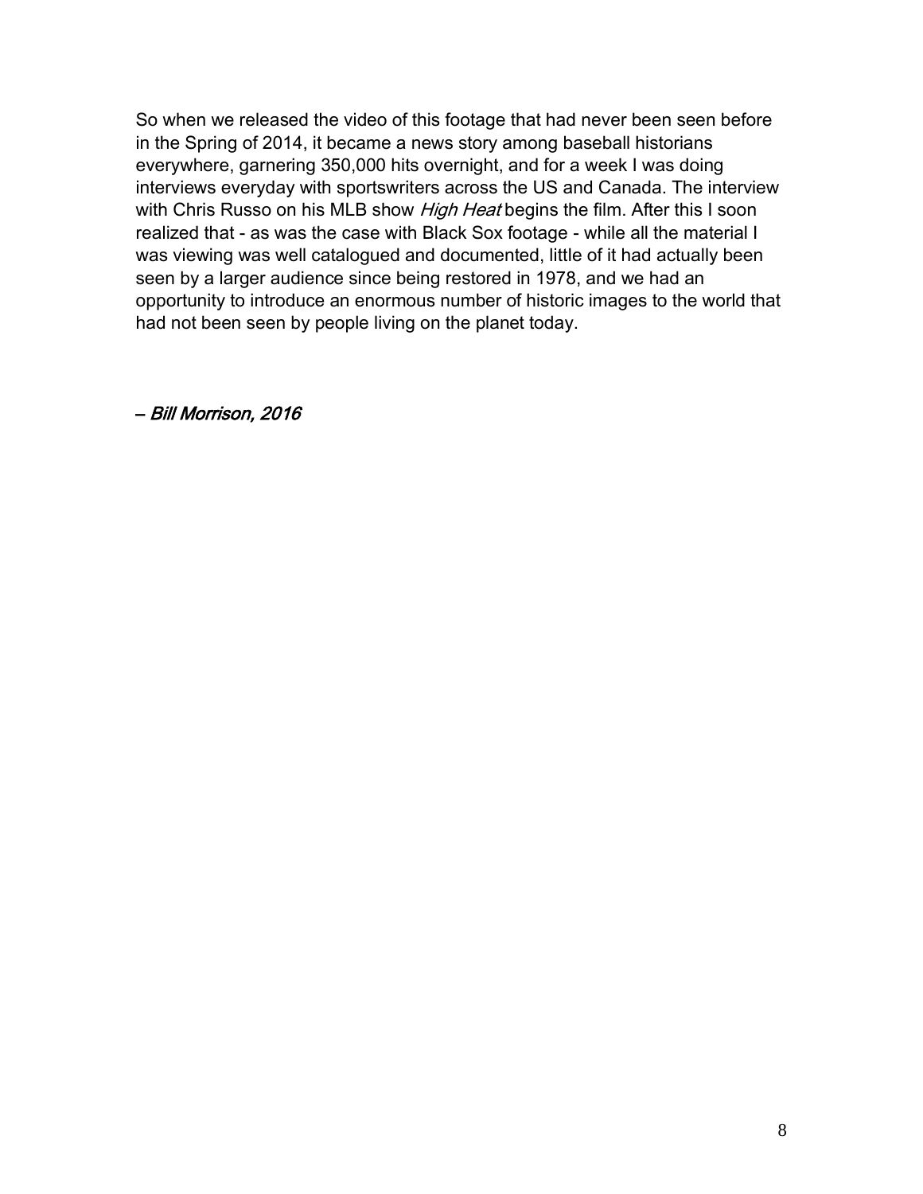So when we released the video of this footage that had never been seen before in the Spring of 2014, it became a news story among baseball historians everywhere, garnering 350,000 hits overnight, and for a week I was doing interviews everyday with sportswriters across the US and Canada. The interview with Chris Russo on his MLB show *High Heat* begins the film. After this I soon realized that - as was the case with Black Sox footage - while all the material I was viewing was well catalogued and documented, little of it had actually been seen by a larger audience since being restored in 1978, and we had an opportunity to introduce an enormous number of historic images to the world that had not been seen by people living on the planet today.

*– Bill Morrison, 2016*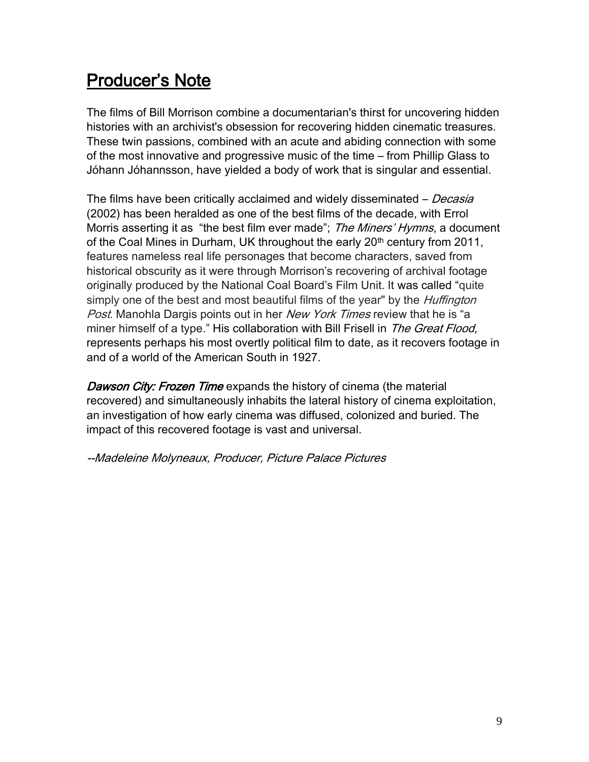# Producer's Note

The films of Bill Morrison combine a documentarian's thirst for uncovering hidden histories with an archivist's obsession for recovering hidden cinematic treasures. These twin passions, combined with an acute and abiding connection with some of the most innovative and progressive music of the time – from Phillip Glass to Jóhann Jóhannsson, have yielded a body of work that is singular and essential.

The films have been critically acclaimed and widely disseminated – *Decasia* (2002) has been heralded as one of the best films of the decade, with Errol Morris asserting it as "the best film ever made"; *The Miners' Hymns*, a document of the Coal Mines in Durham, UK throughout the early 20th century from 2011, features nameless real life personages that become characters, saved from historical obscurity as it were through Morrison's recovering of archival footage originally produced by the National Coal Board's Film Unit. It was called "quite simply one of the best and most beautiful films of the year" by the *Huffington Post*. Manohla Dargis points out in her *New York Times* review that he is "a miner himself of a type." His collaboration with Bill Frisell in *The Great Flood,* represents perhaps his most overtly political film to date, as it recovers footage in and of a world of the American South in 1927.

***Dawson City: Frozen Time*** expands the history of cinema (the material recovered) and simultaneously inhabits the lateral history of cinema exploitation, an investigation of how early cinema was diffused, colonized and buried. The impact of this recovered footage is vast and universal.

*--Madeleine Molyneaux, Producer, Picture Palace Pictures*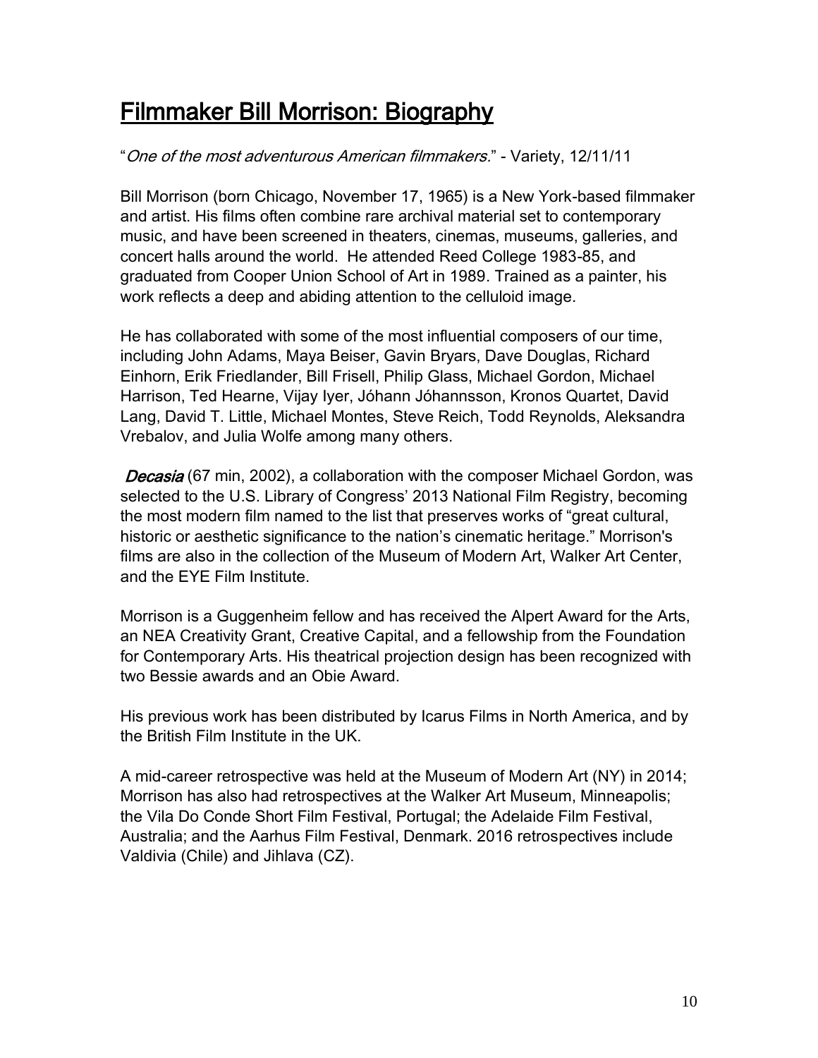# Filmmaker Bill Morrison: Biography

"*One of the most adventurous American filmmakers.*" - Variety, 12/11/11

Bill Morrison (born Chicago, November 17, 1965) is a New York-based filmmaker and artist. His films often combine rare archival material set to contemporary music, and have been screened in theaters, cinemas, museums, galleries, and concert halls around the world. He attended Reed College 1983-85, and graduated from Cooper Union School of Art in 1989. Trained as a painter, his work reflects a deep and abiding attention to the celluloid image.

He has collaborated with some of the most influential composers of our time, including John Adams, Maya Beiser, Gavin Bryars, Dave Douglas, Richard Einhorn, Erik Friedlander, Bill Frisell, Philip Glass, Michael Gordon, Michael Harrison, Ted Hearne, Vijay Iyer, Jóhann Jóhannsson, Kronos Quartet, David Lang, David T. Little, Michael Montes, Steve Reich, Todd Reynolds, Aleksandra Vrebalov, and Julia Wolfe among many others.

***Decasia*** (67 min, 2002), a collaboration with the composer Michael Gordon, was selected to the U.S. Library of Congress' 2013 National Film Registry, becoming the most modern film named to the list that preserves works of "great cultural, historic or aesthetic significance to the nation's cinematic heritage." Morrison's films are also in the collection of the Museum of Modern Art, Walker Art Center, and the EYE Film Institute.

Morrison is a Guggenheim fellow and has received the Alpert Award for the Arts, an NEA Creativity Grant, Creative Capital, and a fellowship from the Foundation for Contemporary Arts. His theatrical projection design has been recognized with two Bessie awards and an Obie Award.

His previous work has been distributed by Icarus Films in North America, and by the British Film Institute in the UK.

A mid-career retrospective was held at the Museum of Modern Art (NY) in 2014; Morrison has also had retrospectives at the Walker Art Museum, Minneapolis; the Vila Do Conde Short Film Festival, Portugal; the Adelaide Film Festival, Australia; and the Aarhus Film Festival, Denmark. 2016 retrospectives include Valdivia (Chile) and Jihlava (CZ).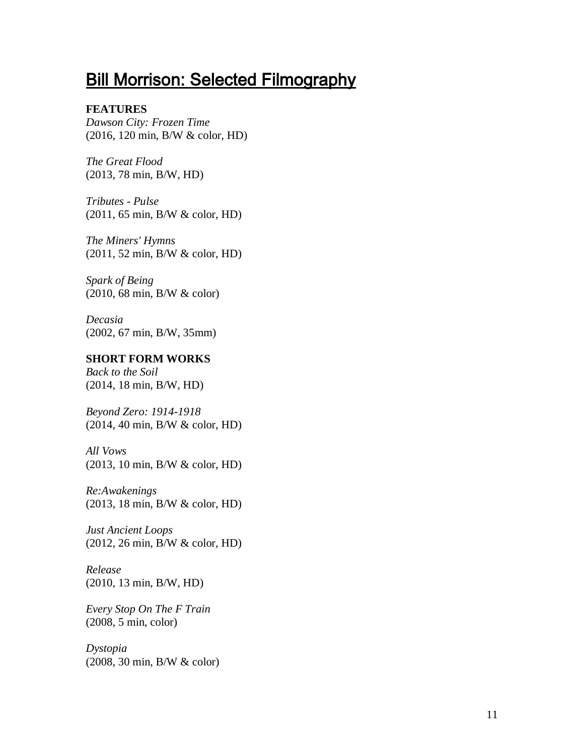# Bill Morrison: Selected Filmography

**FEATURES**

*Dawson City: Frozen Time*
(2016, 120 min, B/W & color, HD)

*The Great Flood*
(2013, 78 min, B/W, HD)

*Tributes - Pulse*
(2011, 65 min, B/W & color, HD)

*The Miners' Hymns*
(2011, 52 min, B/W & color, HD)

*Spark of Being*
(2010, 68 min, B/W & color)

*Decasia*
(2002, 67 min, B/W, 35mm)

**SHORT FORM WORKS**

*Back to the Soil*
(2014, 18 min, B/W, HD)

*Beyond Zero: 1914-1918*
(2014, 40 min, B/W & color, HD)

*All Vows*
(2013, 10 min, B/W & color, HD)

*Re:Awakenings*
(2013, 18 min, B/W & color, HD)

*Just Ancient Loops*
(2012, 26 min, B/W & color, HD)

*Release*
(2010, 13 min, B/W, HD)

*Every Stop On The F Train*
(2008, 5 min, color)

*Dystopia*
(2008, 30 min, B/W & color)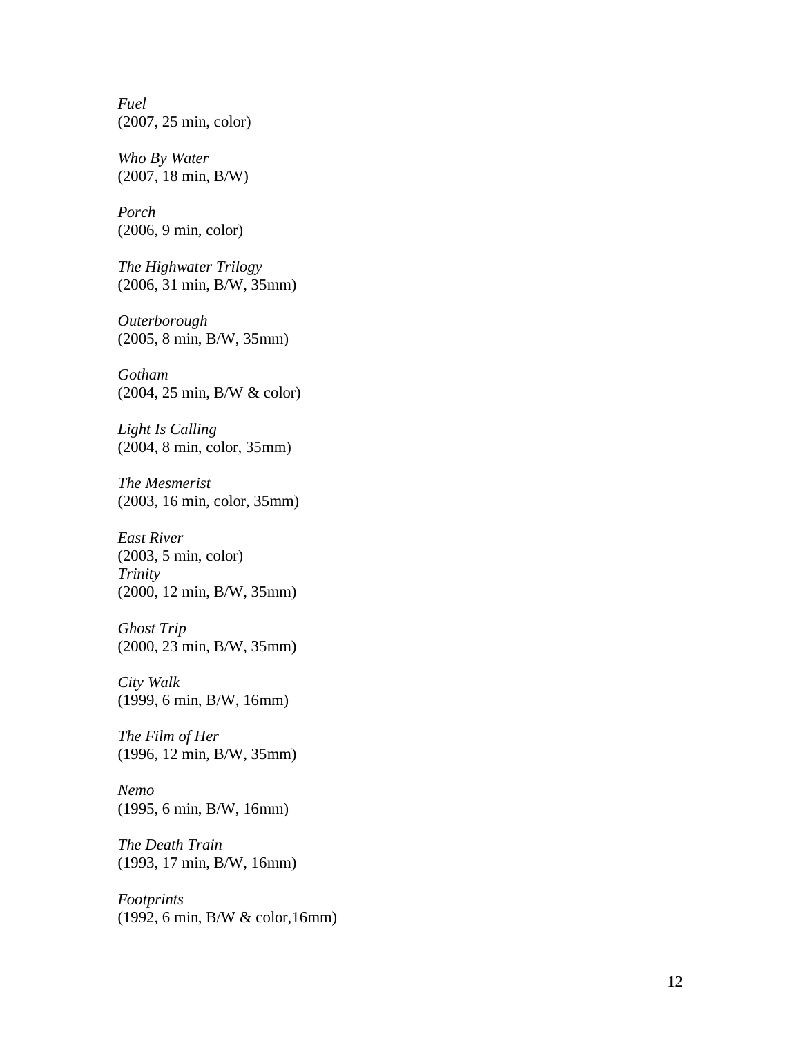*Fuel*
(2007, 25 min, color)

*Who By Water*
(2007, 18 min, B/W)

*Porch*
(2006, 9 min, color)

*The Highwater Trilogy*
(2006, 31 min, B/W, 35mm)

*Outerborough*
(2005, 8 min, B/W, 35mm)

*Gotham*
(2004, 25 min, B/W & color)

*Light Is Calling*
(2004, 8 min, color, 35mm)

*The Mesmerist*
(2003, 16 min, color, 35mm)

*East River*
(2003, 5 min, color)
*Trinity*
(2000, 12 min, B/W, 35mm)

*Ghost Trip*
(2000, 23 min, B/W, 35mm)

*City Walk*
(1999, 6 min, B/W, 16mm)

*The Film of Her*
(1996, 12 min, B/W, 35mm)

*Nemo*
(1995, 6 min, B/W, 16mm)

*The Death Train*
(1993, 17 min, B/W, 16mm)

*Footprints*
(1992, 6 min, B/W & color,16mm)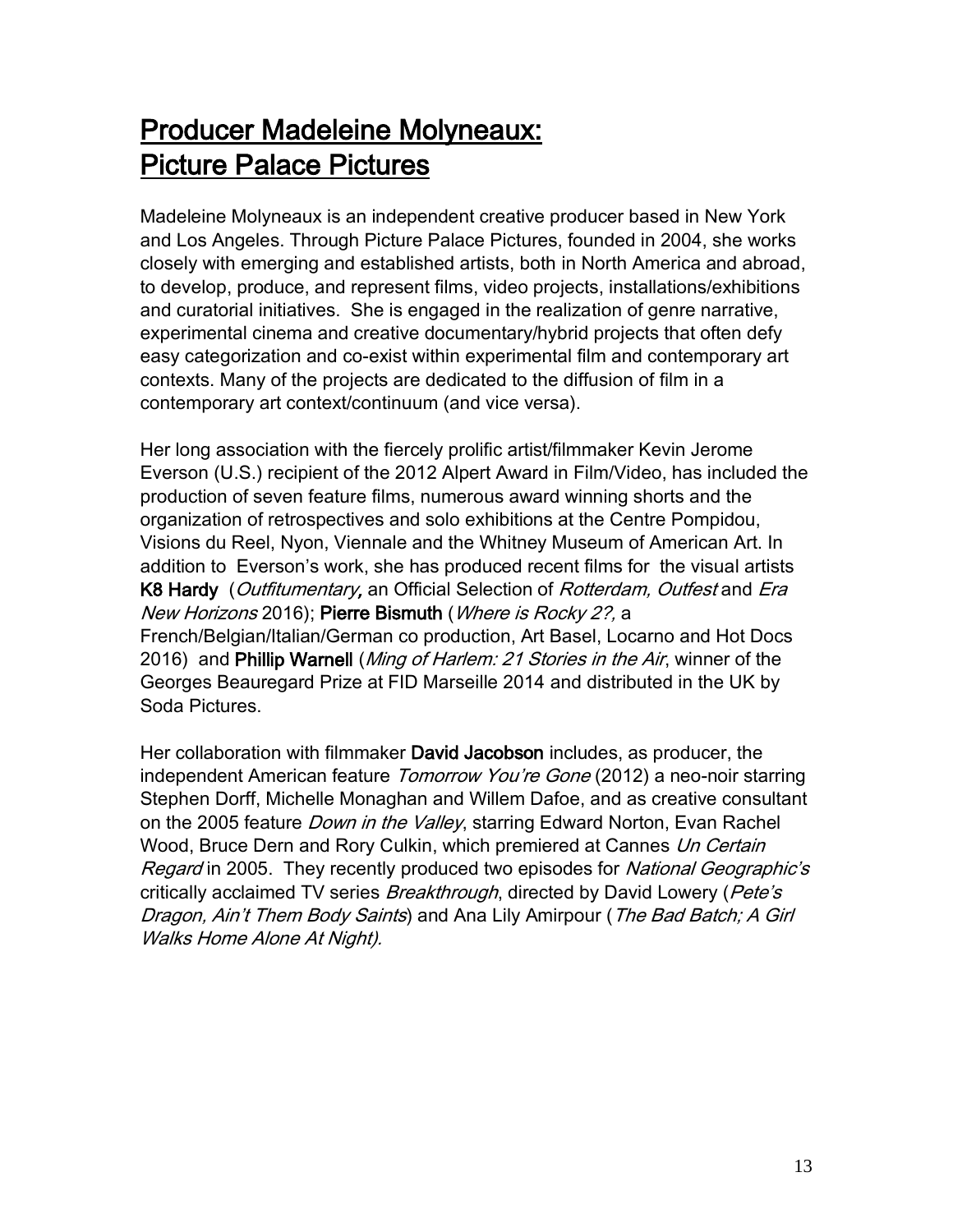## Producer Madeleine Molyneaux: Picture Palace Pictures

Madeleine Molyneaux is an independent creative producer based in New York and Los Angeles. Through Picture Palace Pictures, founded in 2004, she works closely with emerging and established artists, both in North America and abroad, to develop, produce, and represent films, video projects, installations/exhibitions and curatorial initiatives. She is engaged in the realization of genre narrative, experimental cinema and creative documentary/hybrid projects that often defy easy categorization and co-exist within experimental film and contemporary art contexts. Many of the projects are dedicated to the diffusion of film in a contemporary art context/continuum (and vice versa).

Her long association with the fiercely prolific artist/filmmaker Kevin Jerome Everson (U.S.) recipient of the 2012 Alpert Award in Film/Video, has included the production of seven feature films, numerous award winning shorts and the organization of retrospectives and solo exhibitions at the Centre Pompidou, Visions du Reel, Nyon, Viennale and the Whitney Museum of American Art. In addition to Everson's work, she has produced recent films for the visual artists **K8 Hardy** (*Outfitumentary,* an Official Selection of *Rotterdam, Outfest* and *Era New Horizons* 2016); **Pierre Bismuth** (*Where is Rocky 2?,* a French/Belgian/Italian/German co production, Art Basel, Locarno and Hot Docs 2016) and **Phillip Warnell** (*Ming of Harlem: 21 Stories in the Air*, winner of the Georges Beauregard Prize at FID Marseille 2014 and distributed in the UK by Soda Pictures.

Her collaboration with filmmaker **David Jacobson** includes, as producer, the independent American feature *Tomorrow You're Gone* (2012) a neo-noir starring Stephen Dorff, Michelle Monaghan and Willem Dafoe, and as creative consultant on the 2005 feature *Down in the Valley*, starring Edward Norton, Evan Rachel Wood, Bruce Dern and Rory Culkin, which premiered at Cannes *Un Certain Regard* in 2005. They recently produced two episodes for *National Geographic's* critically acclaimed TV series *Breakthrough*, directed by David Lowery (*Pete's Dragon, Ain't Them Body Saints*) and Ana Lily Amirpour (*The Bad Batch; A Girl Walks Home Alone At Night).*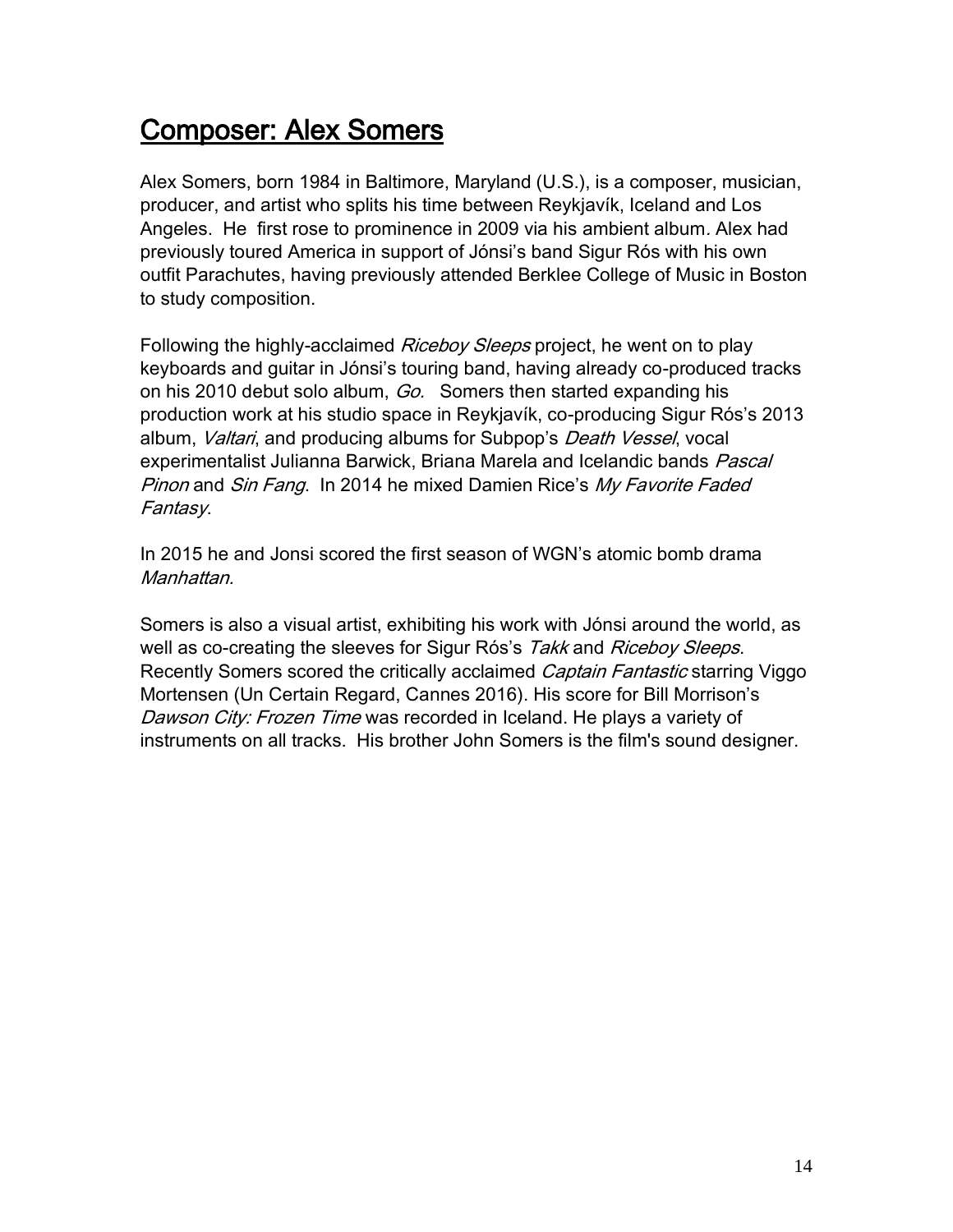## Composer: Alex Somers

Alex Somers, born 1984 in Baltimore, Maryland (U.S.), is a composer, musician, producer, and artist who splits his time between Reykjavík, Iceland and Los Angeles. He first rose to prominence in 2009 via his ambient album. Alex had previously toured America in support of Jónsi's band Sigur Rós with his own outfit Parachutes, having previously attended Berklee College of Music in Boston to study composition.

Following the highly-acclaimed *Riceboy Sleeps* project, he went on to play keyboards and guitar in Jónsi's touring band, having already co-produced tracks on his 2010 debut solo album, *Go.* Somers then started expanding his production work at his studio space in Reykjavík, co-producing Sigur Rós's 2013 album, *Valtari*, and producing albums for Subpop's *Death Vessel*, vocal experimentalist Julianna Barwick, Briana Marela and Icelandic bands *Pascal Pinon* and *Sin Fang*. In 2014 he mixed Damien Rice's *My Favorite Faded Fantasy*.

In 2015 he and Jonsi scored the first season of WGN's atomic bomb drama *Manhattan.*

Somers is also a visual artist, exhibiting his work with Jónsi around the world, as well as co-creating the sleeves for Sigur Rós's *Takk* and *Riceboy Sleeps*. Recently Somers scored the critically acclaimed *Captain Fantastic* starring Viggo Mortensen (Un Certain Regard, Cannes 2016). His score for Bill Morrison's *Dawson City: Frozen Time* was recorded in Iceland. He plays a variety of instruments on all tracks. His brother John Somers is the film's sound designer.